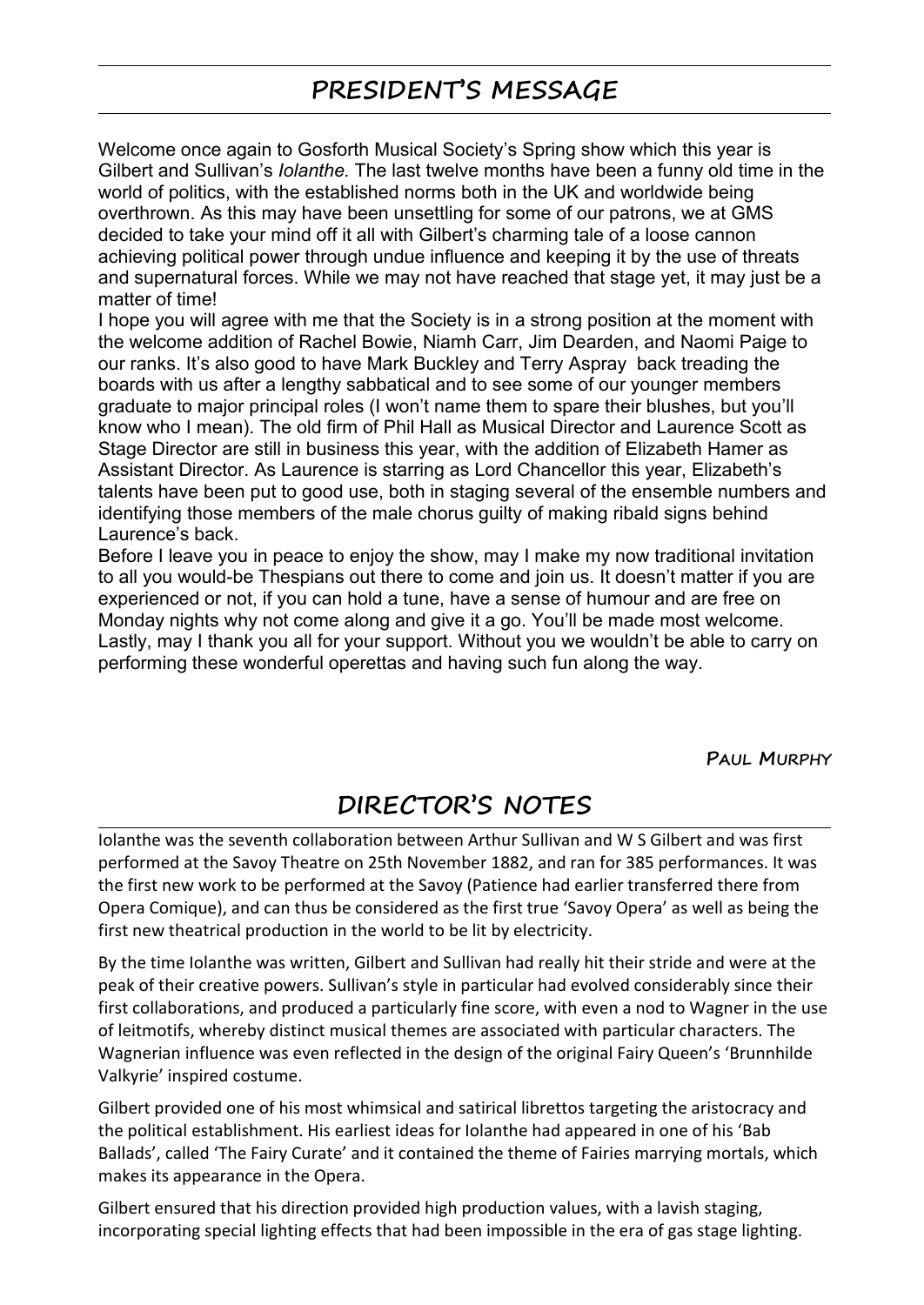## PRESIDENT'S MESSAGE

Welcome once again to Gosforth Musical Society's Spring show which this year is Gilbert and Sullivan's *Iolanthe.* The last twelve months have been a funny old time in the world of politics, with the established norms both in the UK and worldwide being overthrown. As this may have been unsettling for some of our patrons, we at GMS decided to take your mind off it all with Gilbert's charming tale of a loose cannon achieving political power through undue influence and keeping it by the use of threats and supernatural forces. While we may not have reached that stage yet, it may just be a matter of time!

I hope you will agree with me that the Society is in a strong position at the moment with the welcome addition of Rachel Bowie, Niamh Carr, Jim Dearden, and Naomi Paige to our ranks. It's also good to have Mark Buckley and Terry Aspray back treading the boards with us after a lengthy sabbatical and to see some of our younger members graduate to major principal roles (I won't name them to spare their blushes, but you'll know who I mean). The old firm of Phil Hall as Musical Director and Laurence Scott as Stage Director are still in business this year, with the addition of Elizabeth Hamer as Assistant Director. As Laurence is starring as Lord Chancellor this year, Elizabeth's talents have been put to good use, both in staging several of the ensemble numbers and identifying those members of the male chorus guilty of making ribald signs behind Laurence's back.

Before I leave you in peace to enjoy the show, may I make my now traditional invitation to all you would-be Thespians out there to come and join us. It doesn't matter if you are experienced or not, if you can hold a tune, have a sense of humour and are free on Monday nights why not come along and give it a go. You'll be made most welcome. Lastly, may I thank you all for your support. Without you we wouldn't be able to carry on performing these wonderful operettas and having such fun along the way.

**Paul Murphy**

## DIRECTOR'S NOTES

Iolanthe was the seventh collaboration between Arthur Sullivan and W S Gilbert and was first performed at the Savoy Theatre on 25th November 1882, and ran for 385 performances. It was the first new work to be performed at the Savoy (Patience had earlier transferred there from Opera Comique), and can thus be considered as the first true 'Savoy Opera' as well as being the first new theatrical production in the world to be lit by electricity.

By the time Iolanthe was written, Gilbert and Sullivan had really hit their stride and were at the peak of their creative powers. Sullivan's style in particular had evolved considerably since their first collaborations, and produced a particularly fine score, with even a nod to Wagner in the use of leitmotifs, whereby distinct musical themes are associated with particular characters. The Wagnerian influence was even reflected in the design of the original Fairy Queen's 'Brunnhilde Valkyrie' inspired costume.

Gilbert provided one of his most whimsical and satirical librettos targeting the aristocracy and the political establishment. His earliest ideas for Iolanthe had appeared in one of his 'Bab Ballads', called 'The Fairy Curate' and it contained the theme of Fairies marrying mortals, which makes its appearance in the Opera.

Gilbert ensured that his direction provided high production values, with a lavish staging, incorporating special lighting effects that had been impossible in the era of gas stage lighting.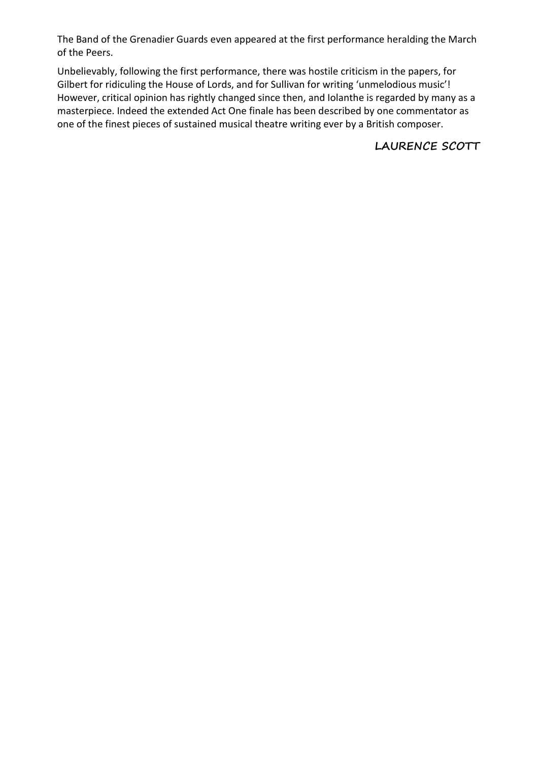The Band of the Grenadier Guards even appeared at the first performance heralding the March of the Peers.

Unbelievably, following the first performance, there was hostile criticism in the papers, for Gilbert for ridiculing the House of Lords, and for Sullivan for writing 'unmelodious music'! However, critical opinion has rightly changed since then, and Iolanthe is regarded by many as a masterpiece. Indeed the extended Act One finale has been described by one commentator as one of the finest pieces of sustained musical theatre writing ever by a British composer.

**LAURENCE SCOTT**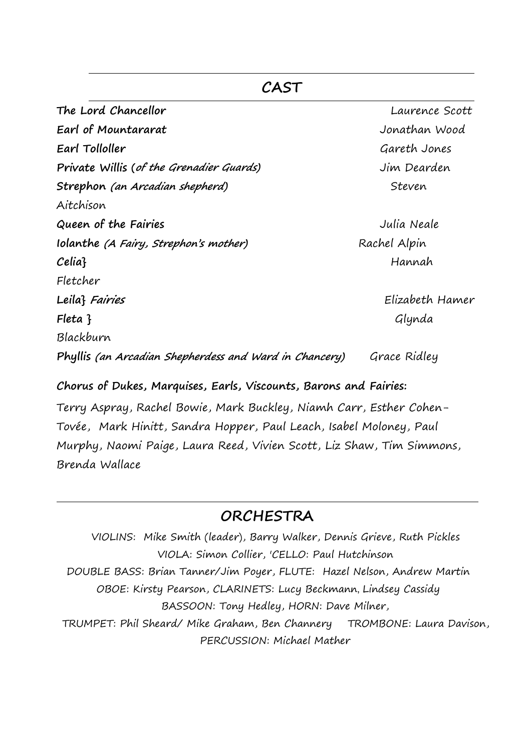## CAST

| | |
|---|---|
| **The Lord Chancellor** | Laurence Scott |
| **Earl of Mountararat** | Jonathan Wood |
| **Earl Tolloller** | Gareth Jones |
| **Private Willis** (*of the Grenadier Guards*) | Jim Dearden |
| **Strephon** *(an Arcadian shepherd)* | Steven Aitchison |
| **Queen of the Fairies** | Julia Neale |
| **Iolanthe** *(A Fairy, Strephon's mother)* | Rachel Alpin |
| **Celia**} | Hannah Fletcher |
| **Leila**} *Fairies* | Elizabeth Hamer |
| **Fleta** } | Glynda Blackburn |
| **Phyllis** *(an Arcadian Shepherdess and Ward in Chancery)* | Grace Ridley |

**Chorus of Dukes, Marquises, Earls, Viscounts, Barons and Fairies:**

Terry Aspray, Rachel Bowie, Mark Buckley, Niamh Carr, Esther Cohen-Tovée, Mark Hinitt, Sandra Hopper, Paul Leach, Isabel Moloney, Paul Murphy, Naomi Paige, Laura Reed, Vivien Scott, Liz Shaw, Tim Simmons, Brenda Wallace

## ORCHESTRA

VIOLINS: Mike Smith (leader), Barry Walker, Dennis Grieve, Ruth Pickles
VIOLA: Simon Collier, 'CELLO: Paul Hutchinson
DOUBLE BASS: Brian Tanner/Jim Poyer, FLUTE: Hazel Nelson, Andrew Martin
OBOE: Kirsty Pearson, CLARINETS: Lucy Beckmann, Lindsey Cassidy
BASSOON: Tony Hedley, HORN: Dave Milner,
TRUMPET: Phil Sheard/ Mike Graham, Ben Channery TROMBONE: Laura Davison,
PERCUSSION: Michael Mather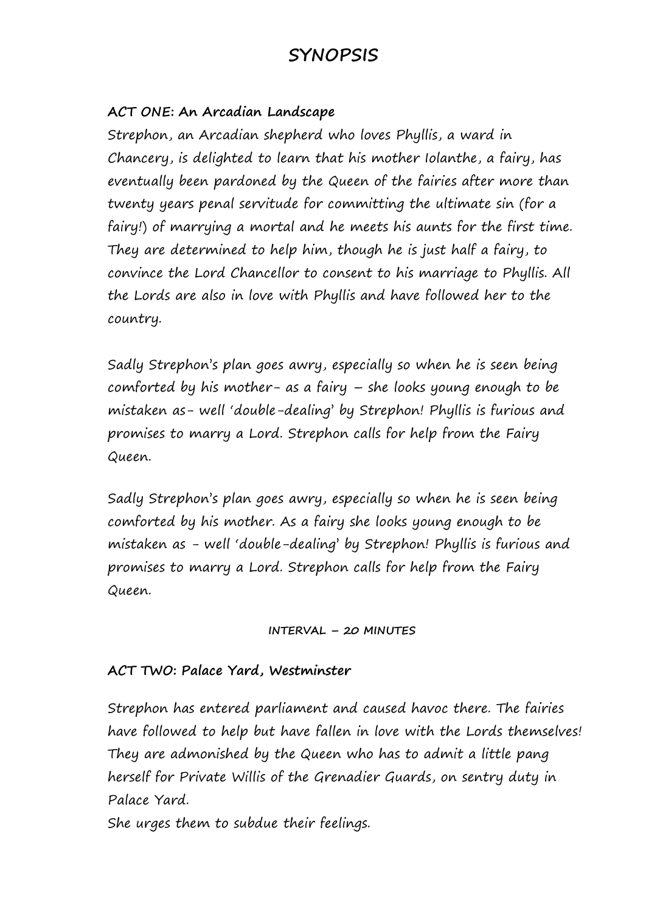# SYNOPSIS

**ACT ONE: An Arcadian Landscape**

Strephon, an Arcadian shepherd who loves Phyllis, a ward in Chancery, is delighted to learn that his mother Iolanthe, a fairy, has eventually been pardoned by the Queen of the fairies after more than twenty years penal servitude for committing the ultimate sin (for a fairy!) of marrying a mortal and he meets his aunts for the first time. They are determined to help him, though he is just half a fairy, to convince the Lord Chancellor to consent to his marriage to Phyllis. All the Lords are also in love with Phyllis and have followed her to the country.

Sadly Strephon's plan goes awry, especially so when he is seen being comforted by his mother- as a fairy – she looks young enough to be mistaken as- well 'double-dealing' by Strephon! Phyllis is furious and promises to marry a Lord. Strephon calls for help from the Fairy Queen.

Sadly Strephon's plan goes awry, especially so when he is seen being comforted by his mother. As a fairy she looks young enough to be mistaken as - well 'double-dealing' by Strephon! Phyllis is furious and promises to marry a Lord. Strephon calls for help from the Fairy Queen.

INTERVAL – 20 MINUTES

**ACT TWO: Palace Yard, Westminster**

Strephon has entered parliament and caused havoc there. The fairies have followed to help but have fallen in love with the Lords themselves! They are admonished by the Queen who has to admit a little pang herself for Private Willis of the Grenadier Guards, on sentry duty in Palace Yard.

She urges them to subdue their feelings.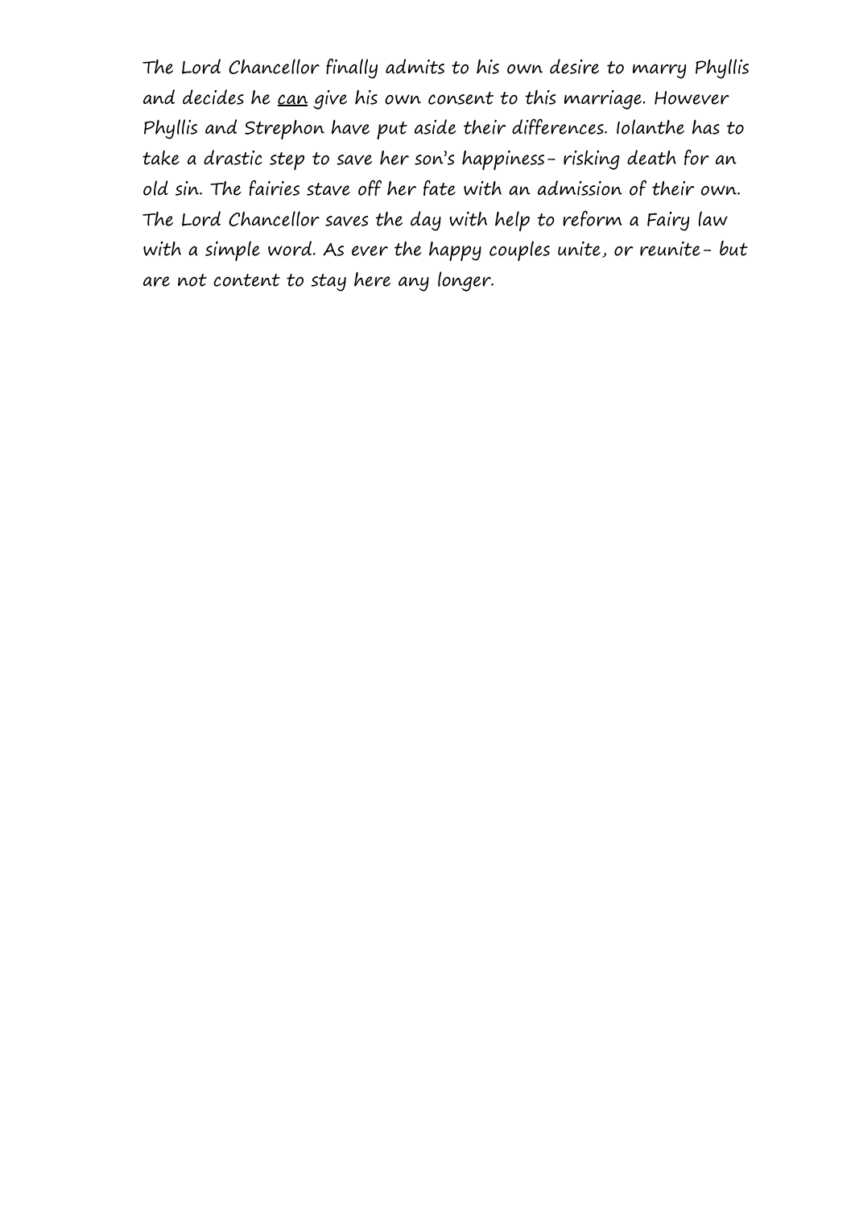The Lord Chancellor finally admits to his own desire to marry Phyllis and decides he <u>can</u> give his own consent to this marriage. However Phyllis and Strephon have put aside their differences. Iolanthe has to take a drastic step to save her son's happiness- risking death for an old sin. The fairies stave off her fate with an admission of their own. The Lord Chancellor saves the day with help to reform a Fairy law with a simple word. As ever the happy couples unite, or reunite- but are not content to stay here any longer.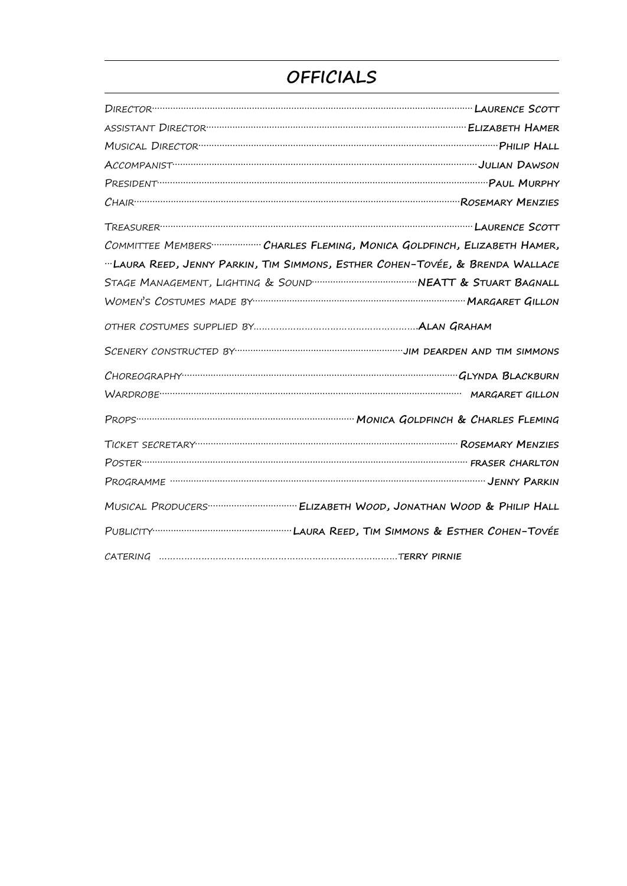## OFFICIALS

Director ........ **Laurence Scott**

assistant Director ........ **Elizabeth Hamer**

Musical Director ........ **Philip Hall**

Accompanist ........ **Julian Dawson**

President ........ **Paul Murphy**

Chair ........ **Rosemary Menzies**

Treasurer ........ **Laurence Scott**

Committee Members ........ **Charles Fleming, Monica Goldfinch, Elizabeth Hamer, ...Laura Reed, Jenny Parkin, Tim Simmons, Esther Cohen-Tovée, & Brenda Wallace**

Stage Management, Lighting & Sound ........ **NEATT & Stuart Bagnall**

Women's Costumes made by ........ **Margaret Gillon**

other costumes supplied by ........ **Alan Graham**

Scenery constructed by ........ **jim dearden and tim simmons**

Choreography ........ **Glynda Blackburn**

Wardrobe ........ **margaret gillon**

Props ........ **Monica Goldfinch & Charles Fleming**

Ticket secretary ........ **Rosemary Menzies**

Poster ........ **fraser charlton**

Programme ........ **Jenny Parkin**

Musical Producers ........ **Elizabeth Wood, Jonathan Wood & Philip Hall**

Publicity ........ **Laura Reed, Tim Simmons & Esther Cohen-Tovée**

catering ........ **terry pirnie**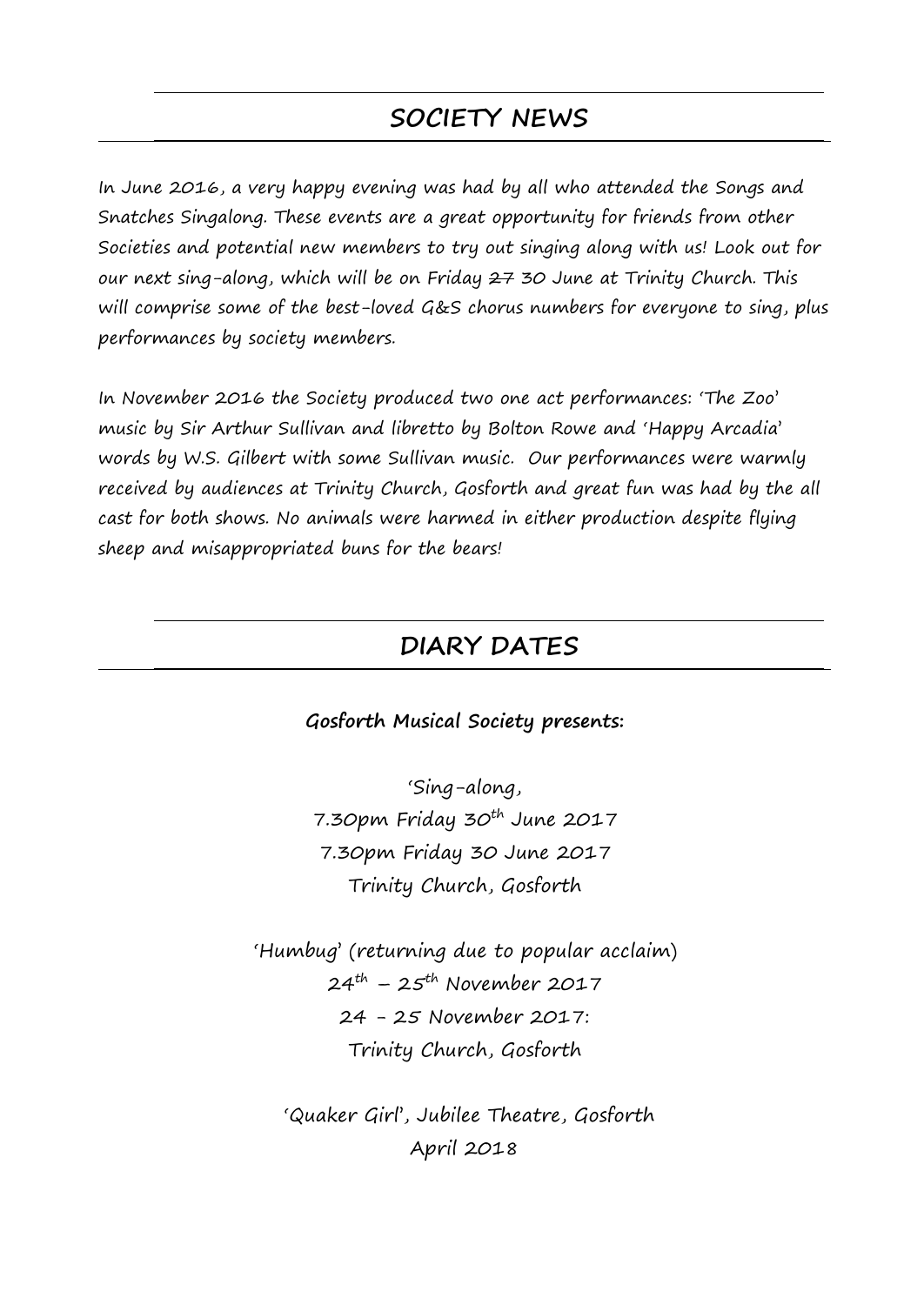## SOCIETY NEWS

In June 2016, a very happy evening was had by all who attended the Songs and Snatches Singalong. These events are a great opportunity for friends from other Societies and potential new members to try out singing along with us! Look out for our next sing-along, which will be on Friday ~~27~~ 30 June at Trinity Church. This will comprise some of the best-loved G&S chorus numbers for everyone to sing, plus performances by society members.

In November 2016 the Society produced two one act performances: 'The Zoo' music by Sir Arthur Sullivan and libretto by Bolton Rowe and 'Happy Arcadia' words by W.S. Gilbert with some Sullivan music. Our performances were warmly received by audiences at Trinity Church, Gosforth and great fun was had by the all cast for both shows. No animals were harmed in either production despite flying sheep and misappropriated buns for the bears!

## DIARY DATES

**Gosforth Musical Society presents:**

'Sing-along,
7.30pm Friday 30th June 2017
7.30pm Friday 30 June 2017
Trinity Church, Gosforth

'Humbug' (returning due to popular acclaim)
24th – 25th November 2017
24 - 25 November 2017:
Trinity Church, Gosforth

'Quaker Girl', Jubilee Theatre, Gosforth
April 2018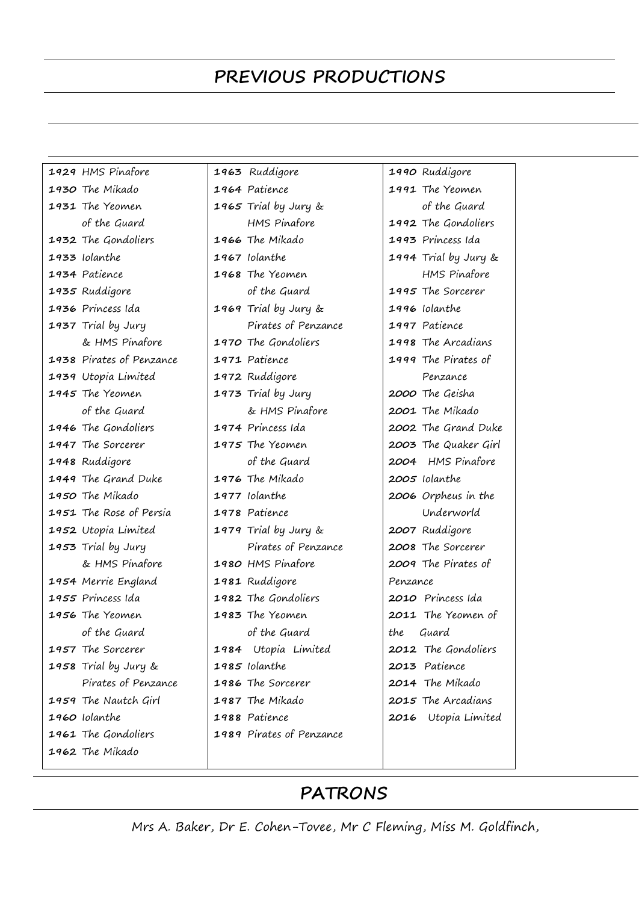## PREVIOUS PRODUCTIONS

**1929** HMS Pinafore
**1930** The Mikado
**1931** The Yeomen of the Guard
**1932** The Gondoliers
**1933** Iolanthe
**1934** Patience
**1935** Ruddigore
**1936** Princess Ida
**1937** Trial by Jury & HMS Pinafore
**1938** Pirates of Penzance
**1939** Utopia Limited
**1945** The Yeomen of the Guard
**1946** The Gondoliers
**1947** The Sorcerer
**1948** Ruddigore
**1949** The Grand Duke
**1950** The Mikado
**1951** The Rose of Persia
**1952** Utopia Limited
**1953** Trial by Jury & HMS Pinafore
**1954** Merrie England
**1955** Princess Ida
**1956** The Yeomen of the Guard
**1957** The Sorcerer
**1958** Trial by Jury & Pirates of Penzance
**1959** The Nautch Girl
**1960** Iolanthe
**1961** The Gondoliers
**1962** The Mikado
**1963** Ruddigore
**1964** Patience
**1965** Trial by Jury & HMS Pinafore
**1966** The Mikado
**1967** Iolanthe
**1968** The Yeomen of the Guard
**1969** Trial by Jury & Pirates of Penzance
**1970** The Gondoliers
**1971** Patience
**1972** Ruddigore
**1973** Trial by Jury & HMS Pinafore
**1974** Princess Ida
**1975** The Yeomen of the Guard
**1976** The Mikado
**1977** Iolanthe
**1978** Patience
**1979** Trial by Jury & Pirates of Penzance
**1980** HMS Pinafore
**1981** Ruddigore
**1982** The Gondoliers
**1983** The Yeomen of the Guard
**1984** Utopia Limited
**1985** Iolanthe
**1986** The Sorcerer
**1987** The Mikado
**1988** Patience
**1989** Pirates of Penzance
**1990** Ruddigore
**1991** The Yeomen of the Guard
**1992** The Gondoliers
**1993** Princess Ida
**1994** Trial by Jury & HMS Pinafore
**1995** The Sorcerer
**1996** Iolanthe
**1997** Patience
**1998** The Arcadians
**1999** The Pirates of Penzance
**2000** The Geisha
**2001** The Mikado
**2002** The Grand Duke
**2003** The Quaker Girl
**2004** HMS Pinafore
**2005** Iolanthe
**2006** Orpheus in the Underworld
**2007** Ruddigore
**2008** The Sorcerer
**2009** The Pirates of Penzance
**2010** Princess Ida
**2011** The Yeomen of the Guard
**2012** The Gondoliers
**2013** Patience
**2014** The Mikado
**2015** The Arcadians
**2016** Utopia Limited

## PATRONS

Mrs A. Baker, Dr E. Cohen-Tovee, Mr C Fleming, Miss M. Goldfinch,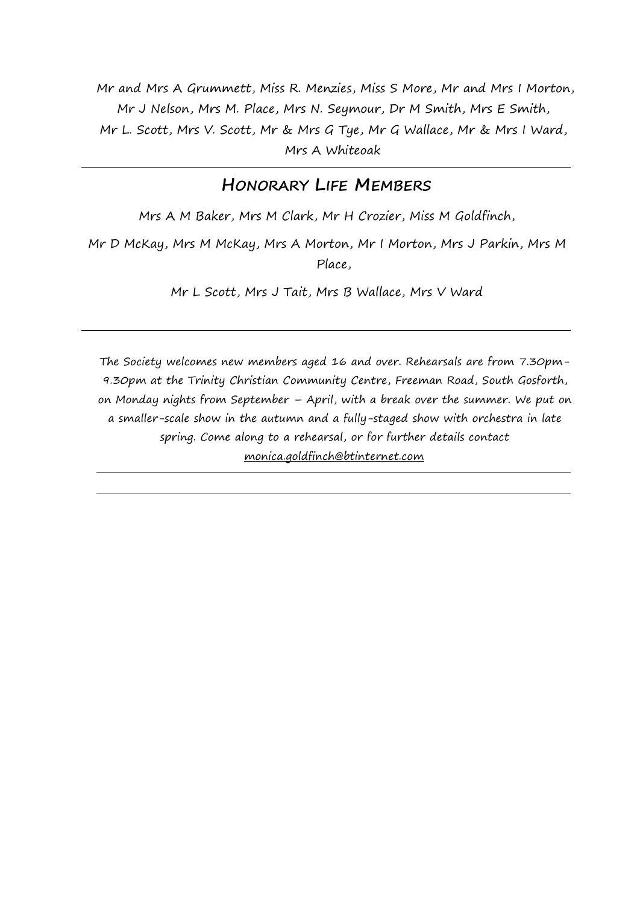Mr and Mrs A Grummett, Miss R. Menzies, Miss S More, Mr and Mrs I Morton, Mr J Nelson, Mrs M. Place, Mrs N. Seymour, Dr M Smith, Mrs E Smith, Mr L. Scott, Mrs V. Scott, Mr & Mrs G Tye, Mr G Wallace, Mr & Mrs I Ward, Mrs A Whiteoak

---

## HONORARY LIFE MEMBERS

Mrs A M Baker, Mrs M Clark, Mr H Crozier, Miss M Goldfinch,

Mr D McKay, Mrs M McKay, Mrs A Morton, Mr I Morton, Mrs J Parkin, Mrs M Place,

Mr L Scott, Mrs J Tait, Mrs B Wallace, Mrs V Ward

---

The Society welcomes new members aged 16 and over. Rehearsals are from 7.30pm-9.30pm at the Trinity Christian Community Centre, Freeman Road, South Gosforth, on Monday nights from September – April, with a break over the summer. We put on a smaller-scale show in the autumn and a fully-staged show with orchestra in late spring. Come along to a rehearsal, or for further details contact monica.goldfinch@btinternet.com

---